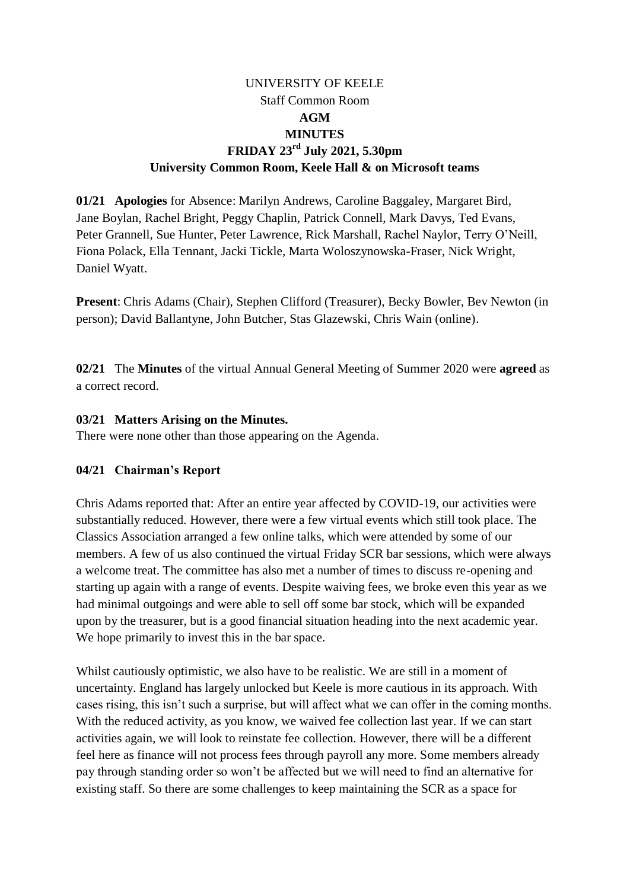# UNIVERSITY OF KEELE

Staff Common Room

**AGM**

**MINUTES**

**FRIDAY 23rd July 2021, 5.30pm**

**University Common Room, Keele Hall & on Microsoft teams**

**01/21 Apologies** for Absence: Marilyn Andrews, Caroline Baggaley, Margaret Bird, Jane Boylan, Rachel Bright, Peggy Chaplin, Patrick Connell, Mark Davys, Ted Evans, Peter Grannell, Sue Hunter, Peter Lawrence, Rick Marshall, Rachel Naylor, Terry O'Neill, Fiona Polack, Ella Tennant, Jacki Tickle, Marta Woloszynowska-Fraser, Nick Wright, Daniel Wyatt.

**Present**: Chris Adams (Chair), Stephen Clifford (Treasurer), Becky Bowler, Bev Newton (in person); David Ballantyne, John Butcher, Stas Glazewski, Chris Wain (online).

**02/21** The **Minutes** of the virtual Annual General Meeting of Summer 2020 were **agreed** as a correct record.

**03/21 Matters Arising on the Minutes.**

There were none other than those appearing on the Agenda.

**04/21 Chairman's Report**

Chris Adams reported that: After an entire year affected by COVID-19, our activities were substantially reduced. However, there were a few virtual events which still took place. The Classics Association arranged a few online talks, which were attended by some of our members. A few of us also continued the virtual Friday SCR bar sessions, which were always a welcome treat. The committee has also met a number of times to discuss re-opening and starting up again with a range of events. Despite waiving fees, we broke even this year as we had minimal outgoings and were able to sell off some bar stock, which will be expanded upon by the treasurer, but is a good financial situation heading into the next academic year. We hope primarily to invest this in the bar space.

Whilst cautiously optimistic, we also have to be realistic. We are still in a moment of uncertainty. England has largely unlocked but Keele is more cautious in its approach. With cases rising, this isn't such a surprise, but will affect what we can offer in the coming months. With the reduced activity, as you know, we waived fee collection last year. If we can start activities again, we will look to reinstate fee collection. However, there will be a different feel here as finance will not process fees through payroll any more. Some members already pay through standing order so won't be affected but we will need to find an alternative for existing staff. So there are some challenges to keep maintaining the SCR as a space for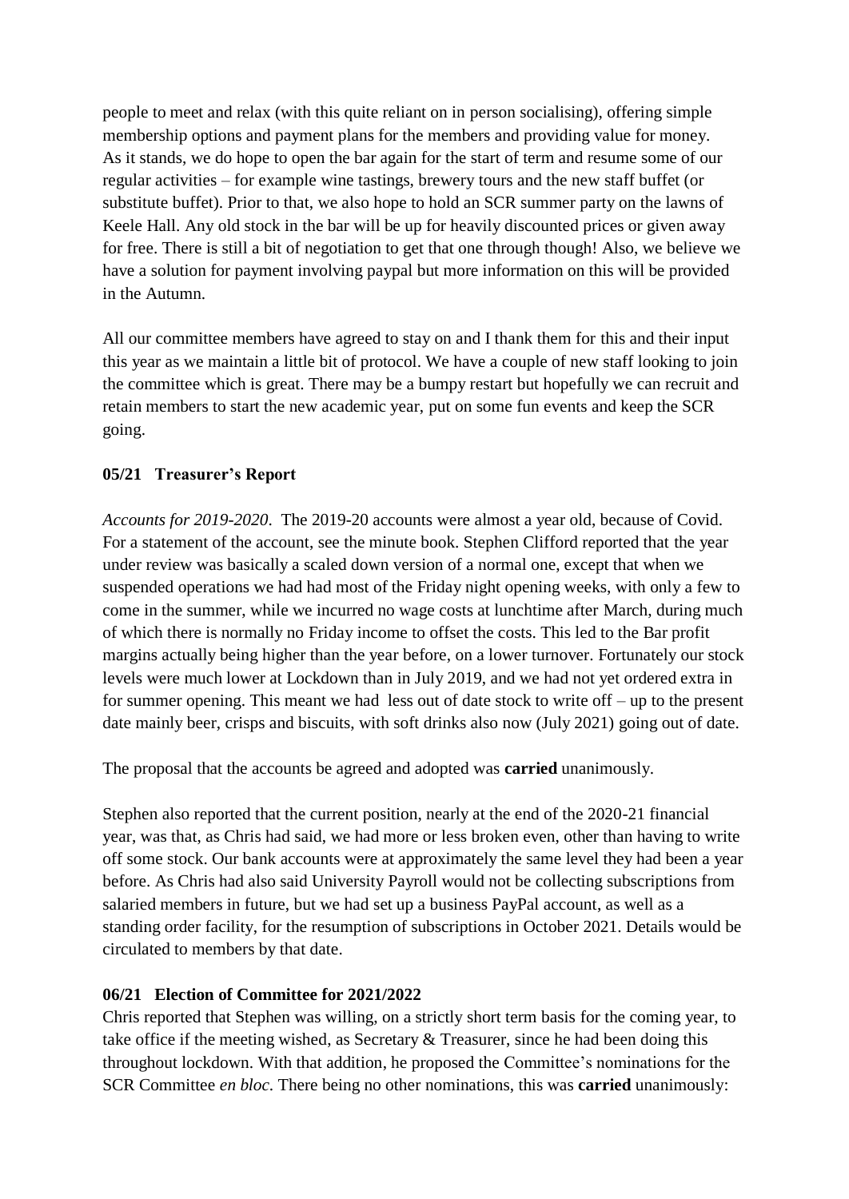people to meet and relax (with this quite reliant on in person socialising), offering simple membership options and payment plans for the members and providing value for money. As it stands, we do hope to open the bar again for the start of term and resume some of our regular activities – for example wine tastings, brewery tours and the new staff buffet (or substitute buffet). Prior to that, we also hope to hold an SCR summer party on the lawns of Keele Hall. Any old stock in the bar will be up for heavily discounted prices or given away for free. There is still a bit of negotiation to get that one through though! Also, we believe we have a solution for payment involving paypal but more information on this will be provided in the Autumn.

All our committee members have agreed to stay on and I thank them for this and their input this year as we maintain a little bit of protocol. We have a couple of new staff looking to join the committee which is great. There may be a bumpy restart but hopefully we can recruit and retain members to start the new academic year, put on some fun events and keep the SCR going.

**05/21 Treasurer's Report**

*Accounts for 2019-2020*. The 2019-20 accounts were almost a year old, because of Covid. For a statement of the account, see the minute book. Stephen Clifford reported that the year under review was basically a scaled down version of a normal one, except that when we suspended operations we had had most of the Friday night opening weeks, with only a few to come in the summer, while we incurred no wage costs at lunchtime after March, during much of which there is normally no Friday income to offset the costs. This led to the Bar profit margins actually being higher than the year before, on a lower turnover. Fortunately our stock levels were much lower at Lockdown than in July 2019, and we had not yet ordered extra in for summer opening. This meant we had less out of date stock to write off – up to the present date mainly beer, crisps and biscuits, with soft drinks also now (July 2021) going out of date.

The proposal that the accounts be agreed and adopted was **carried** unanimously.

Stephen also reported that the current position, nearly at the end of the 2020-21 financial year, was that, as Chris had said, we had more or less broken even, other than having to write off some stock. Our bank accounts were at approximately the same level they had been a year before. As Chris had also said University Payroll would not be collecting subscriptions from salaried members in future, but we had set up a business PayPal account, as well as a standing order facility, for the resumption of subscriptions in October 2021. Details would be circulated to members by that date.

**06/21 Election of Committee for 2021/2022**

Chris reported that Stephen was willing, on a strictly short term basis for the coming year, to take office if the meeting wished, as Secretary & Treasurer, since he had been doing this throughout lockdown. With that addition, he proposed the Committee's nominations for the SCR Committee *en bloc*. There being no other nominations, this was **carried** unanimously: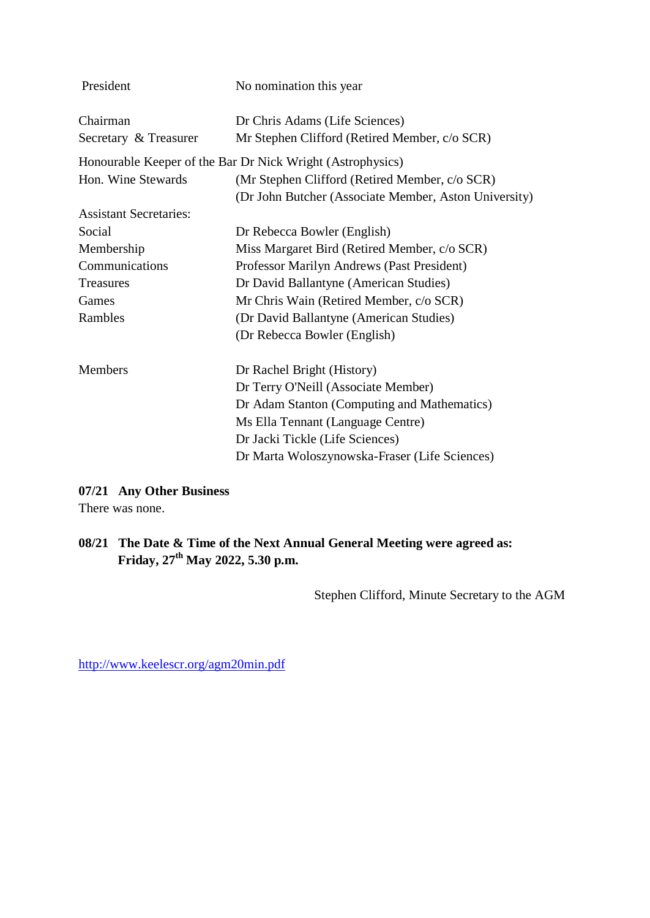| | |
|---|---|
| President | No nomination this year |
| | |
| Chairman | Dr Chris Adams (Life Sciences) |
| Secretary & Treasurer | Mr Stephen Clifford (Retired Member, c/o SCR) |
| Honourable Keeper of the Bar | Dr Nick Wright (Astrophysics) |
| Hon. Wine Stewards | (Mr Stephen Clifford (Retired Member, c/o SCR) |
| | (Dr John Butcher (Associate Member, Aston University) |
| Assistant Secretaries: | |
| Social | Dr Rebecca Bowler (English) |
| Membership | Miss Margaret Bird (Retired Member, c/o SCR) |
| Communications | Professor Marilyn Andrews (Past President) |
| Treasures | Dr David Ballantyne (American Studies) |
| Games | Mr Chris Wain (Retired Member, c/o SCR) |
| Rambles | (Dr David Ballantyne (American Studies) |
| | (Dr Rebecca Bowler (English) |
| | |
| Members | Dr Rachel Bright (History) |
| | Dr Terry O'Neill (Associate Member) |
| | Dr Adam Stanton (Computing and Mathematics) |
| | Ms Ella Tennant (Language Centre) |
| | Dr Jacki Tickle (Life Sciences) |
| | Dr Marta Woloszynowska-Fraser (Life Sciences) |

**07/21 Any Other Business**

There was none.

**08/21 The Date & Time of the Next Annual General Meeting were agreed as: Friday, 27th May 2022, 5.30 p.m.**

Stephen Clifford, Minute Secretary to the AGM

http://www.keelescr.org/agm20min.pdf